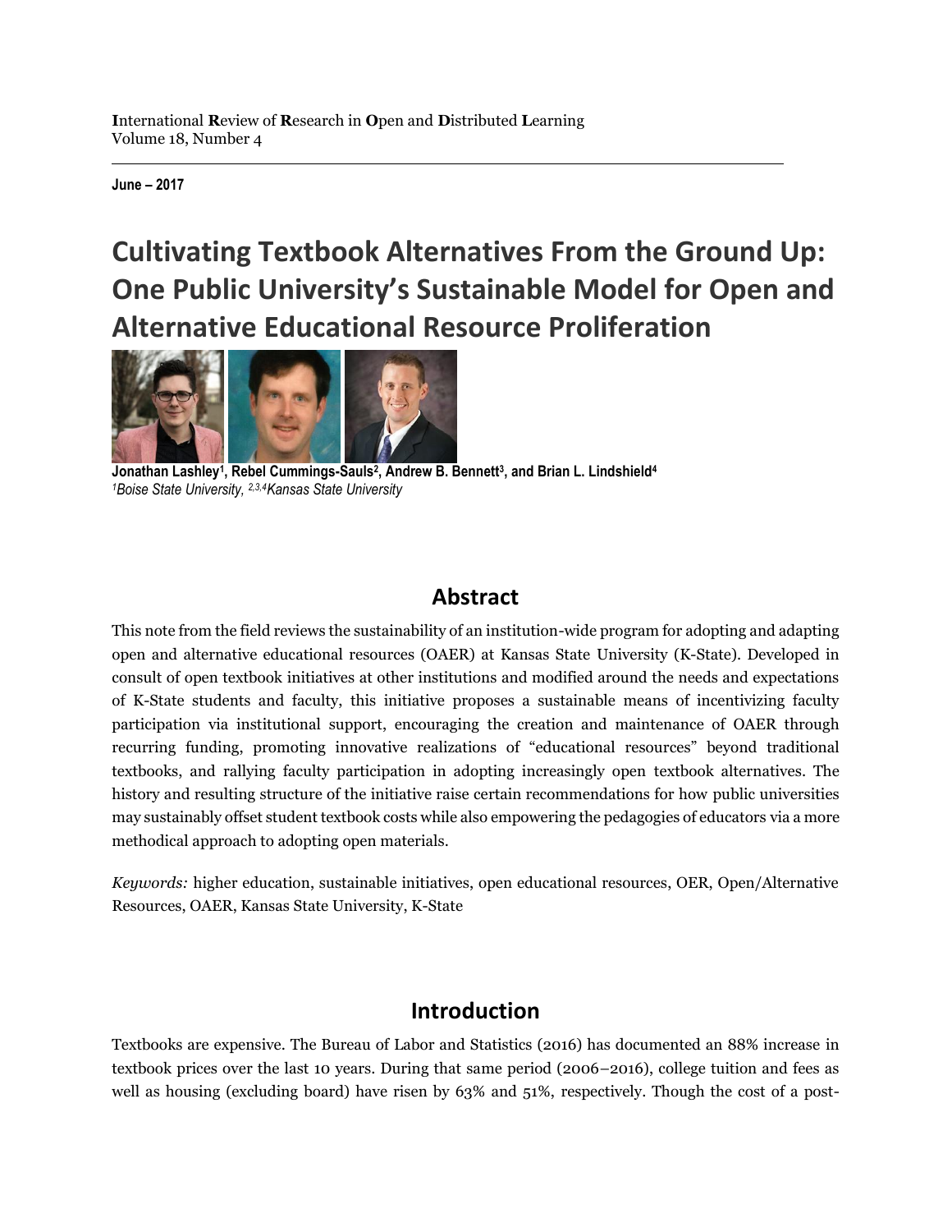International Review of Research in Open and Distributed Learning
Volume 18, Number 4

June – 2017

# Cultivating Textbook Alternatives From the Ground Up: One Public University's Sustainable Model for Open and Alternative Educational Resource Proliferation

**Jonathan Lashley[1], Rebel Cummings-Sauls[2], Andrew B. Bennett[3], and Brian L. Lindshield[4]**
*[1]Boise State University, [2,3,4]Kansas State University*

## Abstract

This note from the field reviews the sustainability of an institution-wide program for adopting and adapting open and alternative educational resources (OAER) at Kansas State University (K-State). Developed in consult of open textbook initiatives at other institutions and modified around the needs and expectations of K-State students and faculty, this initiative proposes a sustainable means of incentivizing faculty participation via institutional support, encouraging the creation and maintenance of OAER through recurring funding, promoting innovative realizations of "educational resources" beyond traditional textbooks, and rallying faculty participation in adopting increasingly open textbook alternatives. The history and resulting structure of the initiative raise certain recommendations for how public universities may sustainably offset student textbook costs while also empowering the pedagogies of educators via a more methodical approach to adopting open materials.

*Keywords:* higher education, sustainable initiatives, open educational resources, OER, Open/Alternative Resources, OAER, Kansas State University, K-State

## Introduction

Textbooks are expensive. The Bureau of Labor and Statistics (2016) has documented an 88% increase in textbook prices over the last 10 years. During that same period (2006–2016), college tuition and fees as well as housing (excluding board) have risen by 63% and 51%, respectively. Though the cost of a post-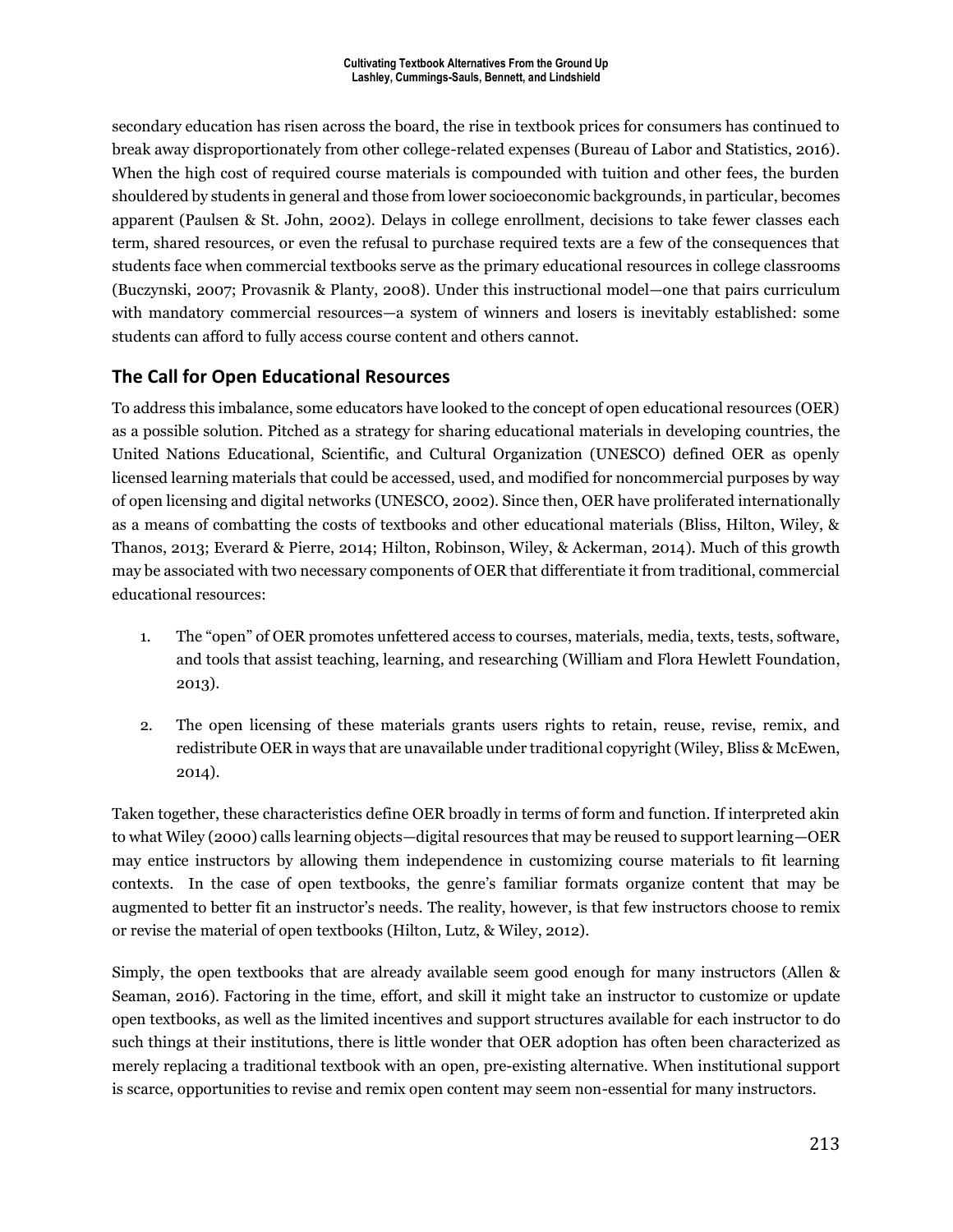secondary education has risen across the board, the rise in textbook prices for consumers has continued to break away disproportionately from other college-related expenses (Bureau of Labor and Statistics, 2016). When the high cost of required course materials is compounded with tuition and other fees, the burden shouldered by students in general and those from lower socioeconomic backgrounds, in particular, becomes apparent (Paulsen & St. John, 2002). Delays in college enrollment, decisions to take fewer classes each term, shared resources, or even the refusal to purchase required texts are a few of the consequences that students face when commercial textbooks serve as the primary educational resources in college classrooms (Buczynski, 2007; Provasnik & Planty, 2008). Under this instructional model—one that pairs curriculum with mandatory commercial resources—a system of winners and losers is inevitably established: some students can afford to fully access course content and others cannot.

## The Call for Open Educational Resources

To address this imbalance, some educators have looked to the concept of open educational resources (OER) as a possible solution. Pitched as a strategy for sharing educational materials in developing countries, the United Nations Educational, Scientific, and Cultural Organization (UNESCO) defined OER as openly licensed learning materials that could be accessed, used, and modified for noncommercial purposes by way of open licensing and digital networks (UNESCO, 2002). Since then, OER have proliferated internationally as a means of combatting the costs of textbooks and other educational materials (Bliss, Hilton, Wiley, & Thanos, 2013; Everard & Pierre, 2014; Hilton, Robinson, Wiley, & Ackerman, 2014). Much of this growth may be associated with two necessary components of OER that differentiate it from traditional, commercial educational resources:

1. The "open" of OER promotes unfettered access to courses, materials, media, texts, tests, software, and tools that assist teaching, learning, and researching (William and Flora Hewlett Foundation, 2013).

2. The open licensing of these materials grants users rights to retain, reuse, revise, remix, and redistribute OER in ways that are unavailable under traditional copyright (Wiley, Bliss & McEwen, 2014).

Taken together, these characteristics define OER broadly in terms of form and function. If interpreted akin to what Wiley (2000) calls learning objects—digital resources that may be reused to support learning—OER may entice instructors by allowing them independence in customizing course materials to fit learning contexts. In the case of open textbooks, the genre's familiar formats organize content that may be augmented to better fit an instructor's needs. The reality, however, is that few instructors choose to remix or revise the material of open textbooks (Hilton, Lutz, & Wiley, 2012).

Simply, the open textbooks that are already available seem good enough for many instructors (Allen & Seaman, 2016). Factoring in the time, effort, and skill it might take an instructor to customize or update open textbooks, as well as the limited incentives and support structures available for each instructor to do such things at their institutions, there is little wonder that OER adoption has often been characterized as merely replacing a traditional textbook with an open, pre-existing alternative. When institutional support is scarce, opportunities to revise and remix open content may seem non-essential for many instructors.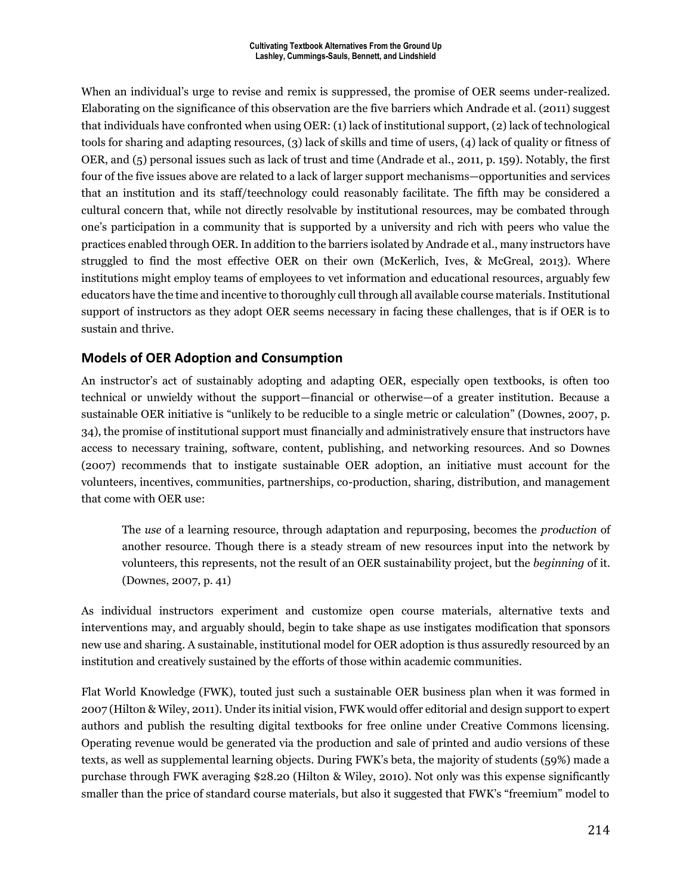When an individual's urge to revise and remix is suppressed, the promise of OER seems under-realized. Elaborating on the significance of this observation are the five barriers which Andrade et al. (2011) suggest that individuals have confronted when using OER: (1) lack of institutional support, (2) lack of technological tools for sharing and adapting resources, (3) lack of skills and time of users, (4) lack of quality or fitness of OER, and (5) personal issues such as lack of trust and time (Andrade et al., 2011, p. 159). Notably, the first four of the five issues above are related to a lack of larger support mechanisms—opportunities and services that an institution and its staff/teechnology could reasonably facilitate. The fifth may be considered a cultural concern that, while not directly resolvable by institutional resources, may be combated through one's participation in a community that is supported by a university and rich with peers who value the practices enabled through OER. In addition to the barriers isolated by Andrade et al., many instructors have struggled to find the most effective OER on their own (McKerlich, Ives, & McGreal, 2013). Where institutions might employ teams of employees to vet information and educational resources, arguably few educators have the time and incentive to thoroughly cull through all available course materials. Institutional support of instructors as they adopt OER seems necessary in facing these challenges, that is if OER is to sustain and thrive.

## Models of OER Adoption and Consumption

An instructor's act of sustainably adopting and adapting OER, especially open textbooks, is often too technical or unwieldy without the support—financial or otherwise—of a greater institution. Because a sustainable OER initiative is "unlikely to be reducible to a single metric or calculation" (Downes, 2007, p. 34), the promise of institutional support must financially and administratively ensure that instructors have access to necessary training, software, content, publishing, and networking resources. And so Downes (2007) recommends that to instigate sustainable OER adoption, an initiative must account for the volunteers, incentives, communities, partnerships, co-production, sharing, distribution, and management that come with OER use:

> The *use* of a learning resource, through adaptation and repurposing, becomes the *production* of another resource. Though there is a steady stream of new resources input into the network by volunteers, this represents, not the result of an OER sustainability project, but the *beginning* of it. (Downes, 2007, p. 41)

As individual instructors experiment and customize open course materials, alternative texts and interventions may, and arguably should, begin to take shape as use instigates modification that sponsors new use and sharing. A sustainable, institutional model for OER adoption is thus assuredly resourced by an institution and creatively sustained by the efforts of those within academic communities.

Flat World Knowledge (FWK), touted just such a sustainable OER business plan when it was formed in 2007 (Hilton & Wiley, 2011). Under its initial vision, FWK would offer editorial and design support to expert authors and publish the resulting digital textbooks for free online under Creative Commons licensing. Operating revenue would be generated via the production and sale of printed and audio versions of these texts, as well as supplemental learning objects. During FWK's beta, the majority of students (59%) made a purchase through FWK averaging $28.20 (Hilton & Wiley, 2010). Not only was this expense significantly smaller than the price of standard course materials, but also it suggested that FWK's "freemium" model to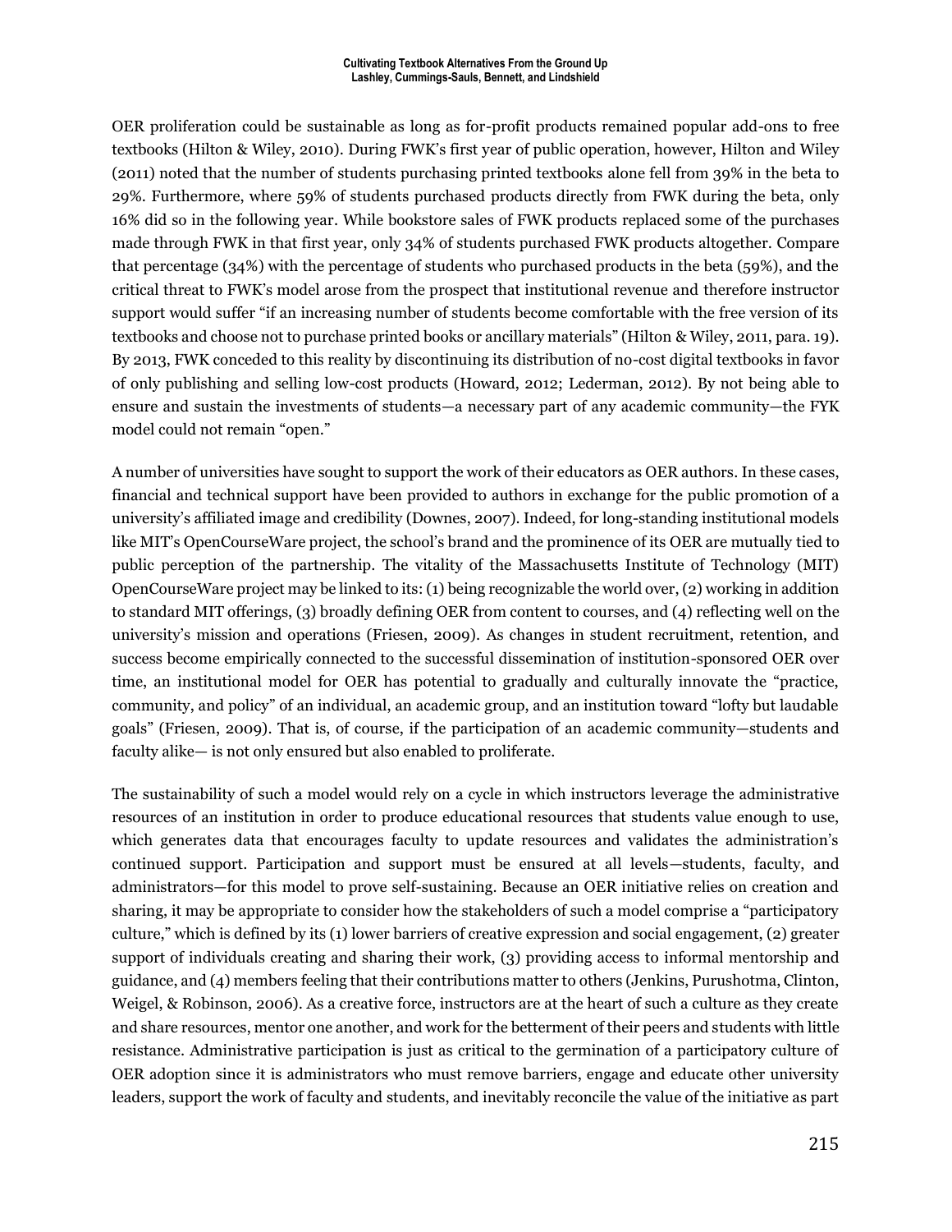OER proliferation could be sustainable as long as for-profit products remained popular add-ons to free textbooks (Hilton & Wiley, 2010). During FWK's first year of public operation, however, Hilton and Wiley (2011) noted that the number of students purchasing printed textbooks alone fell from 39% in the beta to 29%. Furthermore, where 59% of students purchased products directly from FWK during the beta, only 16% did so in the following year. While bookstore sales of FWK products replaced some of the purchases made through FWK in that first year, only 34% of students purchased FWK products altogether. Compare that percentage (34%) with the percentage of students who purchased products in the beta (59%), and the critical threat to FWK's model arose from the prospect that institutional revenue and therefore instructor support would suffer "if an increasing number of students become comfortable with the free version of its textbooks and choose not to purchase printed books or ancillary materials" (Hilton & Wiley, 2011, para. 19). By 2013, FWK conceded to this reality by discontinuing its distribution of no-cost digital textbooks in favor of only publishing and selling low-cost products (Howard, 2012; Lederman, 2012). By not being able to ensure and sustain the investments of students—a necessary part of any academic community—the FYK model could not remain "open."

A number of universities have sought to support the work of their educators as OER authors. In these cases, financial and technical support have been provided to authors in exchange for the public promotion of a university's affiliated image and credibility (Downes, 2007). Indeed, for long-standing institutional models like MIT's OpenCourseWare project, the school's brand and the prominence of its OER are mutually tied to public perception of the partnership. The vitality of the Massachusetts Institute of Technology (MIT) OpenCourseWare project may be linked to its: (1) being recognizable the world over, (2) working in addition to standard MIT offerings, (3) broadly defining OER from content to courses, and (4) reflecting well on the university's mission and operations (Friesen, 2009). As changes in student recruitment, retention, and success become empirically connected to the successful dissemination of institution-sponsored OER over time, an institutional model for OER has potential to gradually and culturally innovate the "practice, community, and policy" of an individual, an academic group, and an institution toward "lofty but laudable goals" (Friesen, 2009). That is, of course, if the participation of an academic community—students and faculty alike— is not only ensured but also enabled to proliferate.

The sustainability of such a model would rely on a cycle in which instructors leverage the administrative resources of an institution in order to produce educational resources that students value enough to use, which generates data that encourages faculty to update resources and validates the administration's continued support. Participation and support must be ensured at all levels—students, faculty, and administrators—for this model to prove self-sustaining. Because an OER initiative relies on creation and sharing, it may be appropriate to consider how the stakeholders of such a model comprise a "participatory culture," which is defined by its (1) lower barriers of creative expression and social engagement, (2) greater support of individuals creating and sharing their work, (3) providing access to informal mentorship and guidance, and (4) members feeling that their contributions matter to others (Jenkins, Purushotma, Clinton, Weigel, & Robinson, 2006). As a creative force, instructors are at the heart of such a culture as they create and share resources, mentor one another, and work for the betterment of their peers and students with little resistance. Administrative participation is just as critical to the germination of a participatory culture of OER adoption since it is administrators who must remove barriers, engage and educate other university leaders, support the work of faculty and students, and inevitably reconcile the value of the initiative as part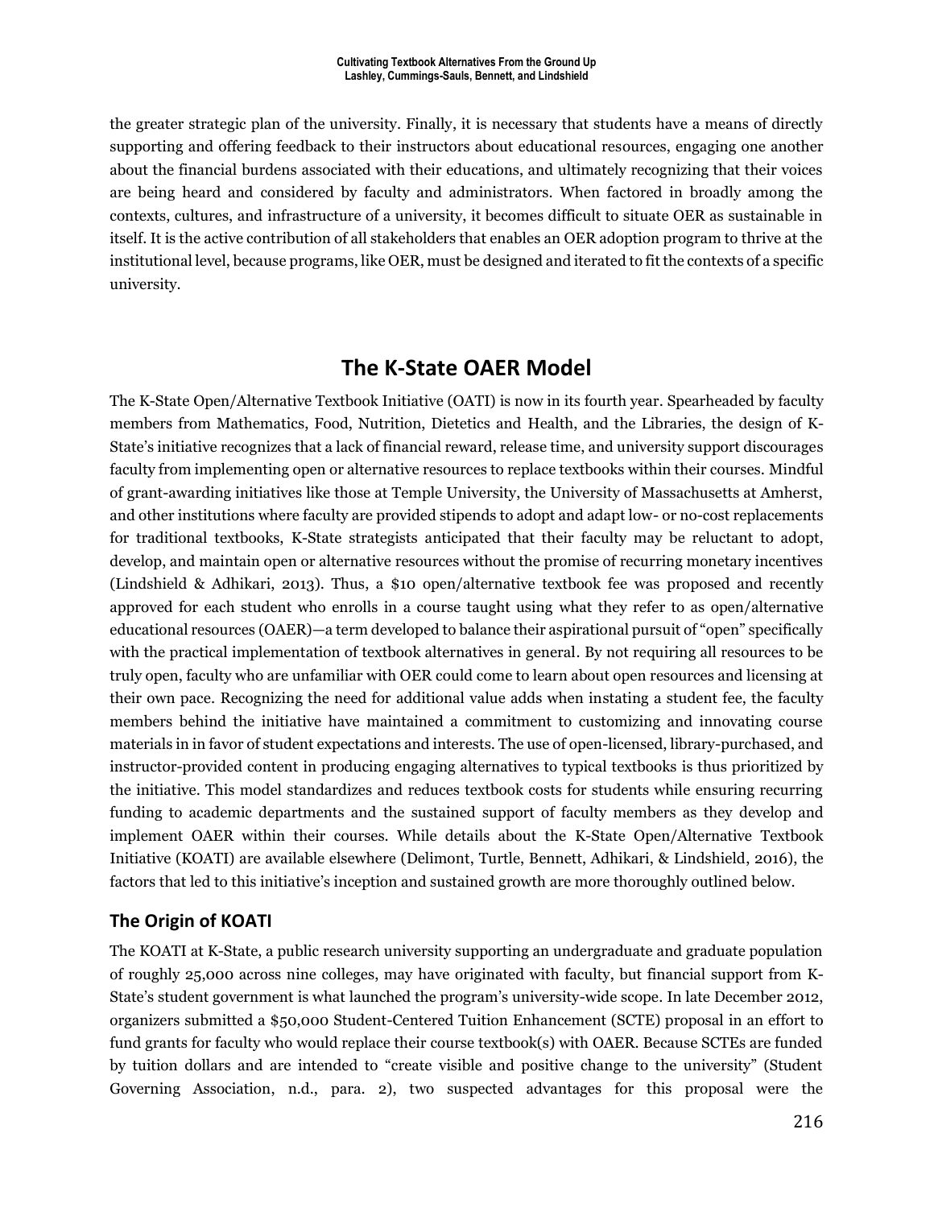the greater strategic plan of the university. Finally, it is necessary that students have a means of directly supporting and offering feedback to their instructors about educational resources, engaging one another about the financial burdens associated with their educations, and ultimately recognizing that their voices are being heard and considered by faculty and administrators. When factored in broadly among the contexts, cultures, and infrastructure of a university, it becomes difficult to situate OER as sustainable in itself. It is the active contribution of all stakeholders that enables an OER adoption program to thrive at the institutional level, because programs, like OER, must be designed and iterated to fit the contexts of a specific university.

## The K-State OAER Model

The K-State Open/Alternative Textbook Initiative (OATI) is now in its fourth year. Spearheaded by faculty members from Mathematics, Food, Nutrition, Dietetics and Health, and the Libraries, the design of K-State's initiative recognizes that a lack of financial reward, release time, and university support discourages faculty from implementing open or alternative resources to replace textbooks within their courses. Mindful of grant-awarding initiatives like those at Temple University, the University of Massachusetts at Amherst, and other institutions where faculty are provided stipends to adopt and adapt low- or no-cost replacements for traditional textbooks, K-State strategists anticipated that their faculty may be reluctant to adopt, develop, and maintain open or alternative resources without the promise of recurring monetary incentives (Lindshield & Adhikari, 2013). Thus, a $10 open/alternative textbook fee was proposed and recently approved for each student who enrolls in a course taught using what they refer to as open/alternative educational resources (OAER)—a term developed to balance their aspirational pursuit of "open" specifically with the practical implementation of textbook alternatives in general. By not requiring all resources to be truly open, faculty who are unfamiliar with OER could come to learn about open resources and licensing at their own pace. Recognizing the need for additional value adds when instating a student fee, the faculty members behind the initiative have maintained a commitment to customizing and innovating course materials in in favor of student expectations and interests. The use of open-licensed, library-purchased, and instructor-provided content in producing engaging alternatives to typical textbooks is thus prioritized by the initiative. This model standardizes and reduces textbook costs for students while ensuring recurring funding to academic departments and the sustained support of faculty members as they develop and implement OAER within their courses. While details about the K-State Open/Alternative Textbook Initiative (KOATI) are available elsewhere (Delimont, Turtle, Bennett, Adhikari, & Lindshield, 2016), the factors that led to this initiative's inception and sustained growth are more thoroughly outlined below.

### The Origin of KOATI

The KOATI at K-State, a public research university supporting an undergraduate and graduate population of roughly 25,000 across nine colleges, may have originated with faculty, but financial support from K-State's student government is what launched the program's university-wide scope. In late December 2012, organizers submitted a $50,000 Student-Centered Tuition Enhancement (SCTE) proposal in an effort to fund grants for faculty who would replace their course textbook(s) with OAER. Because SCTEs are funded by tuition dollars and are intended to "create visible and positive change to the university" (Student Governing Association, n.d., para. 2), two suspected advantages for this proposal were the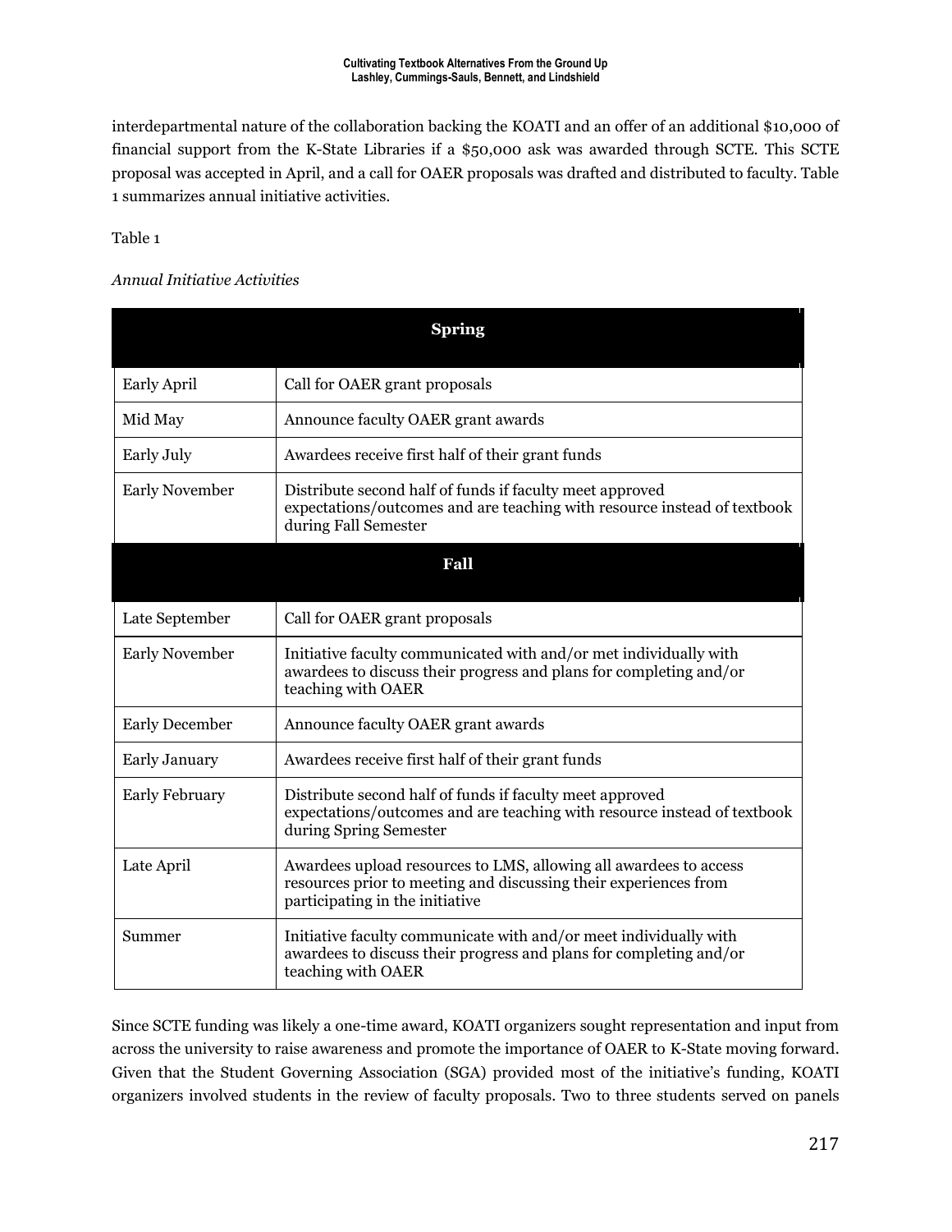interdepartmental nature of the collaboration backing the KOATI and an offer of an additional $10,000 of financial support from the K-State Libraries if a $50,000 ask was awarded through SCTE. This SCTE proposal was accepted in April, and a call for OAER proposals was drafted and distributed to faculty. Table 1 summarizes annual initiative activities.

Table 1

*Annual Initiative Activities*

| **Spring** | |
|---|---|
| Early April | Call for OAER grant proposals |
| Mid May | Announce faculty OAER grant awards |
| Early July | Awardees receive first half of their grant funds |
| Early November | Distribute second half of funds if faculty meet approved expectations/outcomes and are teaching with resource instead of textbook during Fall Semester |
| **Fall** | |
| Late September | Call for OAER grant proposals |
| Early November | Initiative faculty communicated with and/or met individually with awardees to discuss their progress and plans for completing and/or teaching with OAER |
| Early December | Announce faculty OAER grant awards |
| Early January | Awardees receive first half of their grant funds |
| Early February | Distribute second half of funds if faculty meet approved expectations/outcomes and are teaching with resource instead of textbook during Spring Semester |
| Late April | Awardees upload resources to LMS, allowing all awardees to access resources prior to meeting and discussing their experiences from participating in the initiative |
| Summer | Initiative faculty communicate with and/or meet individually with awardees to discuss their progress and plans for completing and/or teaching with OAER |

Since SCTE funding was likely a one-time award, KOATI organizers sought representation and input from across the university to raise awareness and promote the importance of OAER to K-State moving forward. Given that the Student Governing Association (SGA) provided most of the initiative's funding, KOATI organizers involved students in the review of faculty proposals. Two to three students served on panels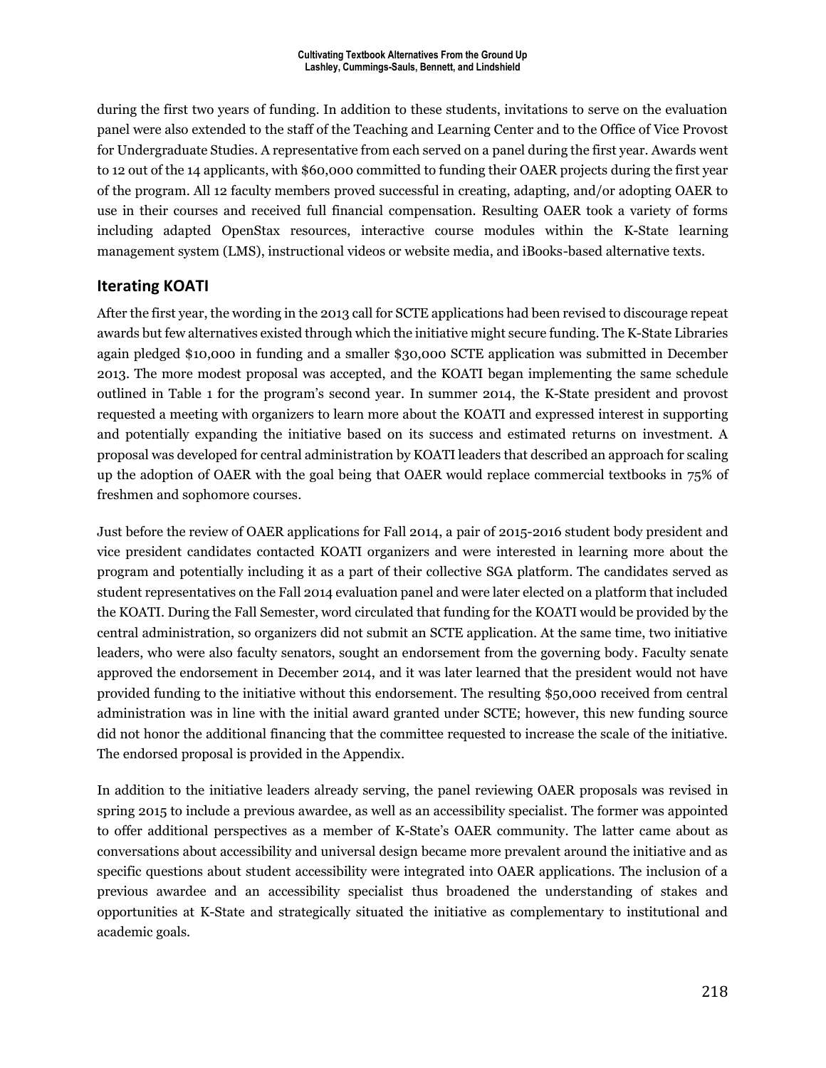during the first two years of funding. In addition to these students, invitations to serve on the evaluation panel were also extended to the staff of the Teaching and Learning Center and to the Office of Vice Provost for Undergraduate Studies. A representative from each served on a panel during the first year. Awards went to 12 out of the 14 applicants, with $60,000 committed to funding their OAER projects during the first year of the program. All 12 faculty members proved successful in creating, adapting, and/or adopting OAER to use in their courses and received full financial compensation. Resulting OAER took a variety of forms including adapted OpenStax resources, interactive course modules within the K-State learning management system (LMS), instructional videos or website media, and iBooks-based alternative texts.

## Iterating KOATI

After the first year, the wording in the 2013 call for SCTE applications had been revised to discourage repeat awards but few alternatives existed through which the initiative might secure funding. The K-State Libraries again pledged $10,000 in funding and a smaller $30,000 SCTE application was submitted in December 2013. The more modest proposal was accepted, and the KOATI began implementing the same schedule outlined in Table 1 for the program's second year. In summer 2014, the K-State president and provost requested a meeting with organizers to learn more about the KOATI and expressed interest in supporting and potentially expanding the initiative based on its success and estimated returns on investment. A proposal was developed for central administration by KOATI leaders that described an approach for scaling up the adoption of OAER with the goal being that OAER would replace commercial textbooks in 75% of freshmen and sophomore courses.

Just before the review of OAER applications for Fall 2014, a pair of 2015-2016 student body president and vice president candidates contacted KOATI organizers and were interested in learning more about the program and potentially including it as a part of their collective SGA platform. The candidates served as student representatives on the Fall 2014 evaluation panel and were later elected on a platform that included the KOATI. During the Fall Semester, word circulated that funding for the KOATI would be provided by the central administration, so organizers did not submit an SCTE application. At the same time, two initiative leaders, who were also faculty senators, sought an endorsement from the governing body. Faculty senate approved the endorsement in December 2014, and it was later learned that the president would not have provided funding to the initiative without this endorsement. The resulting $50,000 received from central administration was in line with the initial award granted under SCTE; however, this new funding source did not honor the additional financing that the committee requested to increase the scale of the initiative. The endorsed proposal is provided in the Appendix.

In addition to the initiative leaders already serving, the panel reviewing OAER proposals was revised in spring 2015 to include a previous awardee, as well as an accessibility specialist. The former was appointed to offer additional perspectives as a member of K-State's OAER community. The latter came about as conversations about accessibility and universal design became more prevalent around the initiative and as specific questions about student accessibility were integrated into OAER applications. The inclusion of a previous awardee and an accessibility specialist thus broadened the understanding of stakes and opportunities at K-State and strategically situated the initiative as complementary to institutional and academic goals.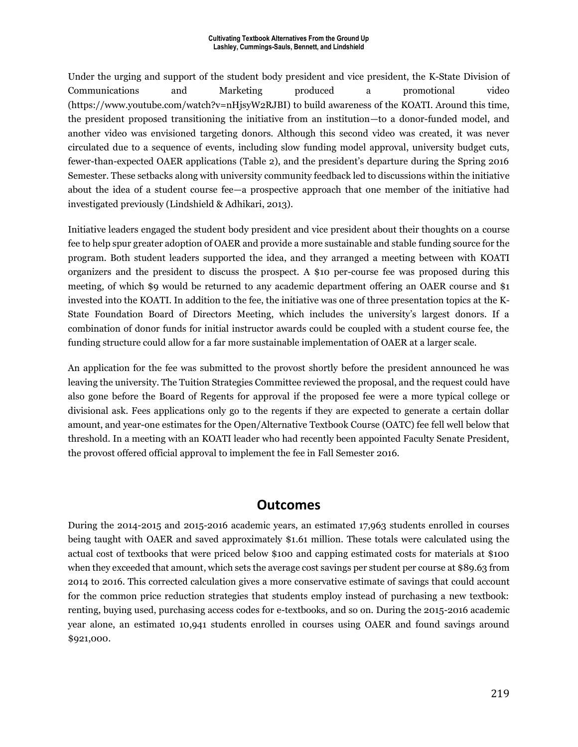Under the urging and support of the student body president and vice president, the K-State Division of Communications and Marketing produced a promotional video (https://www.youtube.com/watch?v=nHjsyW2RJBI) to build awareness of the KOATI. Around this time, the president proposed transitioning the initiative from an institution—to a donor-funded model, and another video was envisioned targeting donors. Although this second video was created, it was never circulated due to a sequence of events, including slow funding model approval, university budget cuts, fewer-than-expected OAER applications (Table 2), and the president's departure during the Spring 2016 Semester. These setbacks along with university community feedback led to discussions within the initiative about the idea of a student course fee—a prospective approach that one member of the initiative had investigated previously (Lindshield & Adhikari, 2013).

Initiative leaders engaged the student body president and vice president about their thoughts on a course fee to help spur greater adoption of OAER and provide a more sustainable and stable funding source for the program. Both student leaders supported the idea, and they arranged a meeting between with KOATI organizers and the president to discuss the prospect. A $10 per-course fee was proposed during this meeting, of which $9 would be returned to any academic department offering an OAER course and $1 invested into the KOATI. In addition to the fee, the initiative was one of three presentation topics at the K-State Foundation Board of Directors Meeting, which includes the university's largest donors. If a combination of donor funds for initial instructor awards could be coupled with a student course fee, the funding structure could allow for a far more sustainable implementation of OAER at a larger scale.

An application for the fee was submitted to the provost shortly before the president announced he was leaving the university. The Tuition Strategies Committee reviewed the proposal, and the request could have also gone before the Board of Regents for approval if the proposed fee were a more typical college or divisional ask. Fees applications only go to the regents if they are expected to generate a certain dollar amount, and year-one estimates for the Open/Alternative Textbook Course (OATC) fee fell well below that threshold. In a meeting with an KOATI leader who had recently been appointed Faculty Senate President, the provost offered official approval to implement the fee in Fall Semester 2016.

## Outcomes

During the 2014-2015 and 2015-2016 academic years, an estimated 17,963 students enrolled in courses being taught with OAER and saved approximately $1.61 million. These totals were calculated using the actual cost of textbooks that were priced below $100 and capping estimated costs for materials at $100 when they exceeded that amount, which sets the average cost savings per student per course at $89.63 from 2014 to 2016. This corrected calculation gives a more conservative estimate of savings that could account for the common price reduction strategies that students employ instead of purchasing a new textbook: renting, buying used, purchasing access codes for e-textbooks, and so on. During the 2015-2016 academic year alone, an estimated 10,941 students enrolled in courses using OAER and found savings around $921,000.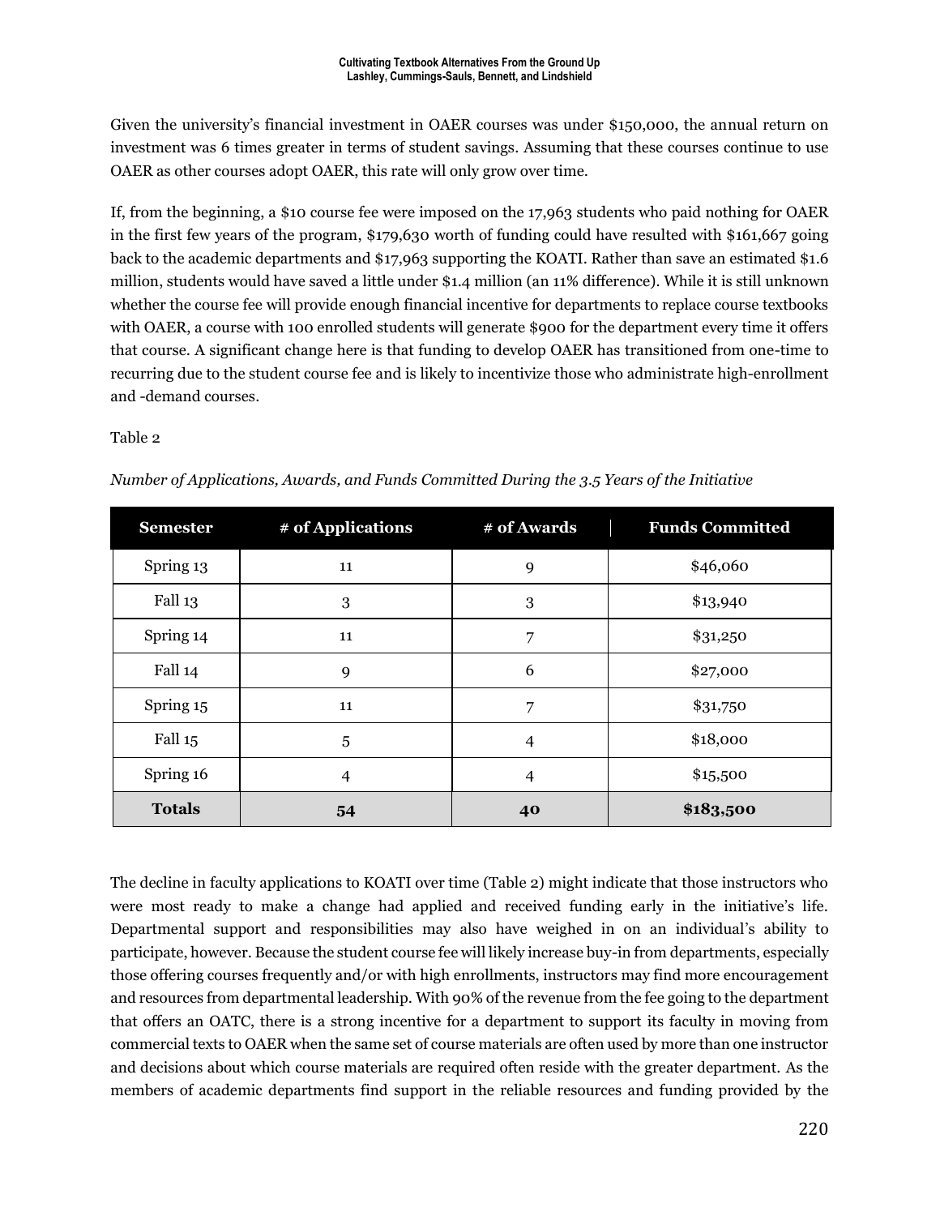Given the university's financial investment in OAER courses was under $150,000, the annual return on investment was 6 times greater in terms of student savings. Assuming that these courses continue to use OAER as other courses adopt OAER, this rate will only grow over time.

If, from the beginning, a $10 course fee were imposed on the 17,963 students who paid nothing for OAER in the first few years of the program, $179,630 worth of funding could have resulted with $161,667 going back to the academic departments and $17,963 supporting the KOATI. Rather than save an estimated $1.6 million, students would have saved a little under $1.4 million (an 11% difference). While it is still unknown whether the course fee will provide enough financial incentive for departments to replace course textbooks with OAER, a course with 100 enrolled students will generate $900 for the department every time it offers that course. A significant change here is that funding to develop OAER has transitioned from one-time to recurring due to the student course fee and is likely to incentivize those who administrate high-enrollment and -demand courses.

Table 2

*Number of Applications, Awards, and Funds Committed During the 3.5 Years of the Initiative*

| Semester | # of Applications | # of Awards | Funds Committed |
|---|---|---|---|
| Spring 13 | 11 | 9 | $46,060 |
| Fall 13 | 3 | 3 | $13,940 |
| Spring 14 | 11 | 7 | $31,250 |
| Fall 14 | 9 | 6 | $27,000 |
| Spring 15 | 11 | 7 | $31,750 |
| Fall 15 | 5 | 4 | $18,000 |
| Spring 16 | 4 | 4 | $15,500 |
| **Totals** | **54** | **40** | **$183,500** |

The decline in faculty applications to KOATI over time (Table 2) might indicate that those instructors who were most ready to make a change had applied and received funding early in the initiative's life. Departmental support and responsibilities may also have weighed in on an individual's ability to participate, however. Because the student course fee will likely increase buy-in from departments, especially those offering courses frequently and/or with high enrollments, instructors may find more encouragement and resources from departmental leadership. With 90% of the revenue from the fee going to the department that offers an OATC, there is a strong incentive for a department to support its faculty in moving from commercial texts to OAER when the same set of course materials are often used by more than one instructor and decisions about which course materials are required often reside with the greater department. As the members of academic departments find support in the reliable resources and funding provided by the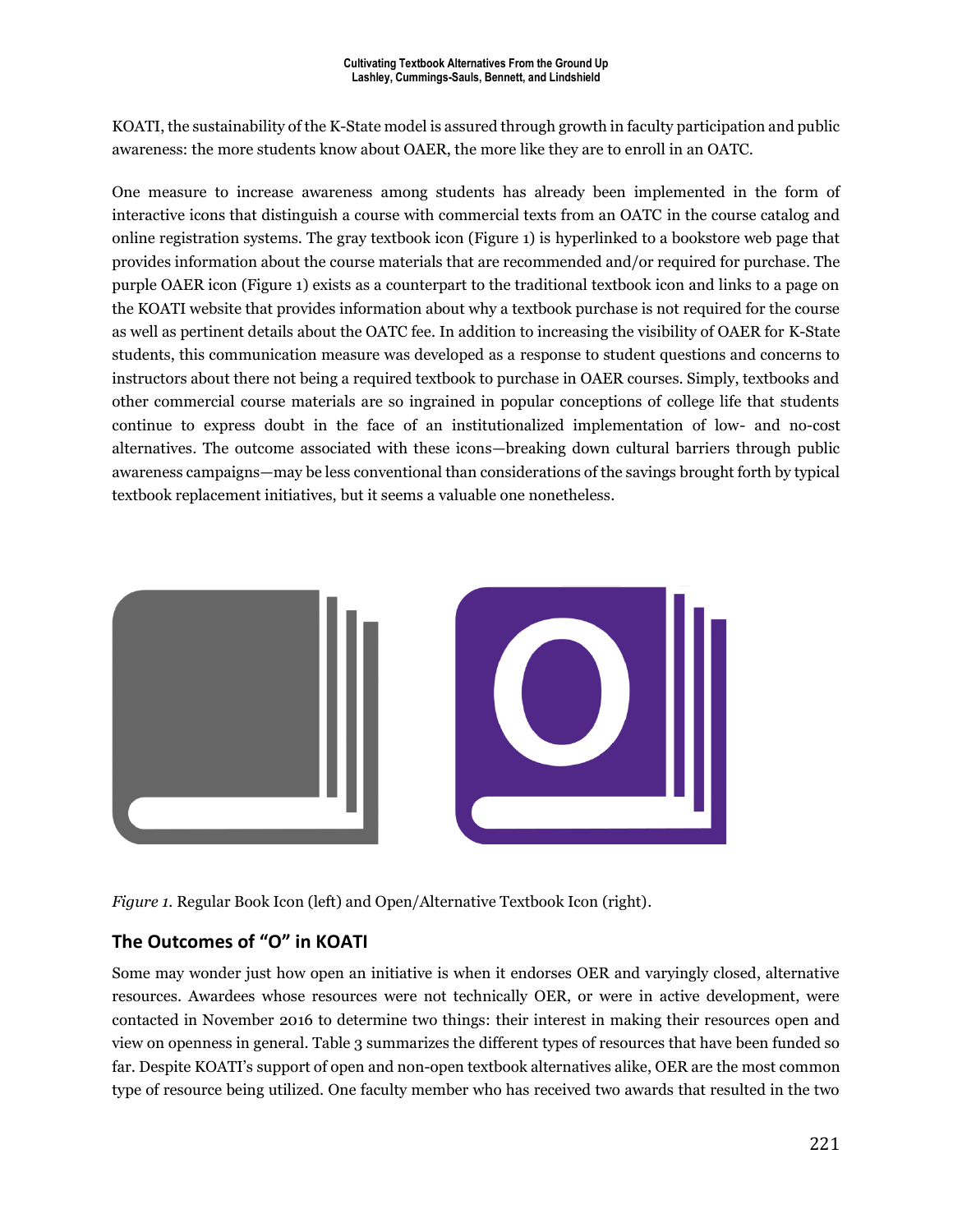KOATI, the sustainability of the K-State model is assured through growth in faculty participation and public awareness: the more students know about OAER, the more like they are to enroll in an OATC.

One measure to increase awareness among students has already been implemented in the form of interactive icons that distinguish a course with commercial texts from an OATC in the course catalog and online registration systems. The gray textbook icon (Figure 1) is hyperlinked to a bookstore web page that provides information about the course materials that are recommended and/or required for purchase. The purple OAER icon (Figure 1) exists as a counterpart to the traditional textbook icon and links to a page on the KOATI website that provides information about why a textbook purchase is not required for the course as well as pertinent details about the OATC fee. In addition to increasing the visibility of OAER for K-State students, this communication measure was developed as a response to student questions and concerns to instructors about there not being a required textbook to purchase in OAER courses. Simply, textbooks and other commercial course materials are so ingrained in popular conceptions of college life that students continue to express doubt in the face of an institutionalized implementation of low- and no-cost alternatives. The outcome associated with these icons—breaking down cultural barriers through public awareness campaigns—may be less conventional than considerations of the savings brought forth by typical textbook replacement initiatives, but it seems a valuable one nonetheless.

*Figure 1.* Regular Book Icon (left) and Open/Alternative Textbook Icon (right).

## The Outcomes of "O" in KOATI

Some may wonder just how open an initiative is when it endorses OER and varyingly closed, alternative resources. Awardees whose resources were not technically OER, or were in active development, were contacted in November 2016 to determine two things: their interest in making their resources open and view on openness in general. Table 3 summarizes the different types of resources that have been funded so far. Despite KOATI's support of open and non-open textbook alternatives alike, OER are the most common type of resource being utilized. One faculty member who has received two awards that resulted in the two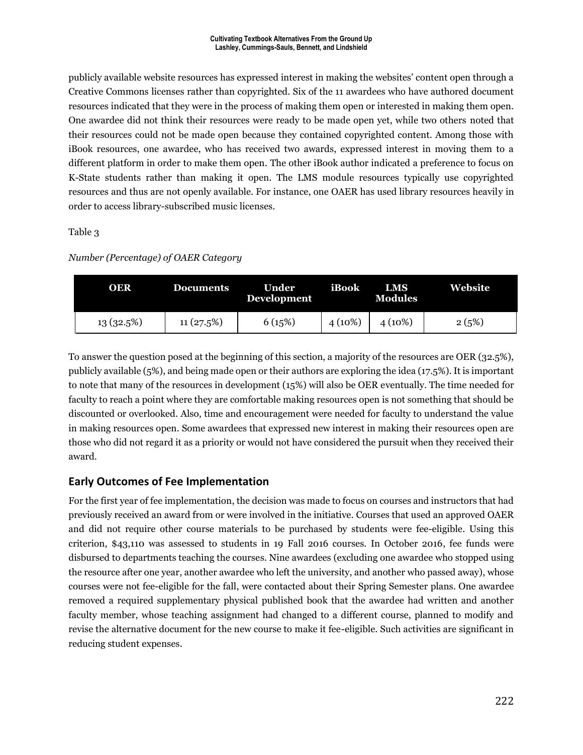publicly available website resources has expressed interest in making the websites' content open through a Creative Commons licenses rather than copyrighted. Six of the 11 awardees who have authored document resources indicated that they were in the process of making them open or interested in making them open. One awardee did not think their resources were ready to be made open yet, while two others noted that their resources could not be made open because they contained copyrighted content. Among those with iBook resources, one awardee, who has received two awards, expressed interest in moving them to a different platform in order to make them open. The other iBook author indicated a preference to focus on K-State students rather than making it open. The LMS module resources typically use copyrighted resources and thus are not openly available. For instance, one OAER has used library resources heavily in order to access library-subscribed music licenses.

Table 3

*Number (Percentage) of OAER Category*

| OER | Documents | Under Development | iBook | LMS Modules | Website |
|---|---|---|---|---|---|
| 13 (32.5%) | 11 (27.5%) | 6 (15%) | 4 (10%) | 4 (10%) | 2 (5%) |

To answer the question posed at the beginning of this section, a majority of the resources are OER (32.5%), publicly available (5%), and being made open or their authors are exploring the idea (17.5%). It is important to note that many of the resources in development (15%) will also be OER eventually. The time needed for faculty to reach a point where they are comfortable making resources open is not something that should be discounted or overlooked. Also, time and encouragement were needed for faculty to understand the value in making resources open. Some awardees that expressed new interest in making their resources open are those who did not regard it as a priority or would not have considered the pursuit when they received their award.

## Early Outcomes of Fee Implementation

For the first year of fee implementation, the decision was made to focus on courses and instructors that had previously received an award from or were involved in the initiative. Courses that used an approved OAER and did not require other course materials to be purchased by students were fee-eligible. Using this criterion, $43,110 was assessed to students in 19 Fall 2016 courses. In October 2016, fee funds were disbursed to departments teaching the courses. Nine awardees (excluding one awardee who stopped using the resource after one year, another awardee who left the university, and another who passed away), whose courses were not fee-eligible for the fall, were contacted about their Spring Semester plans. One awardee removed a required supplementary physical published book that the awardee had written and another faculty member, whose teaching assignment had changed to a different course, planned to modify and revise the alternative document for the new course to make it fee-eligible. Such activities are significant in reducing student expenses.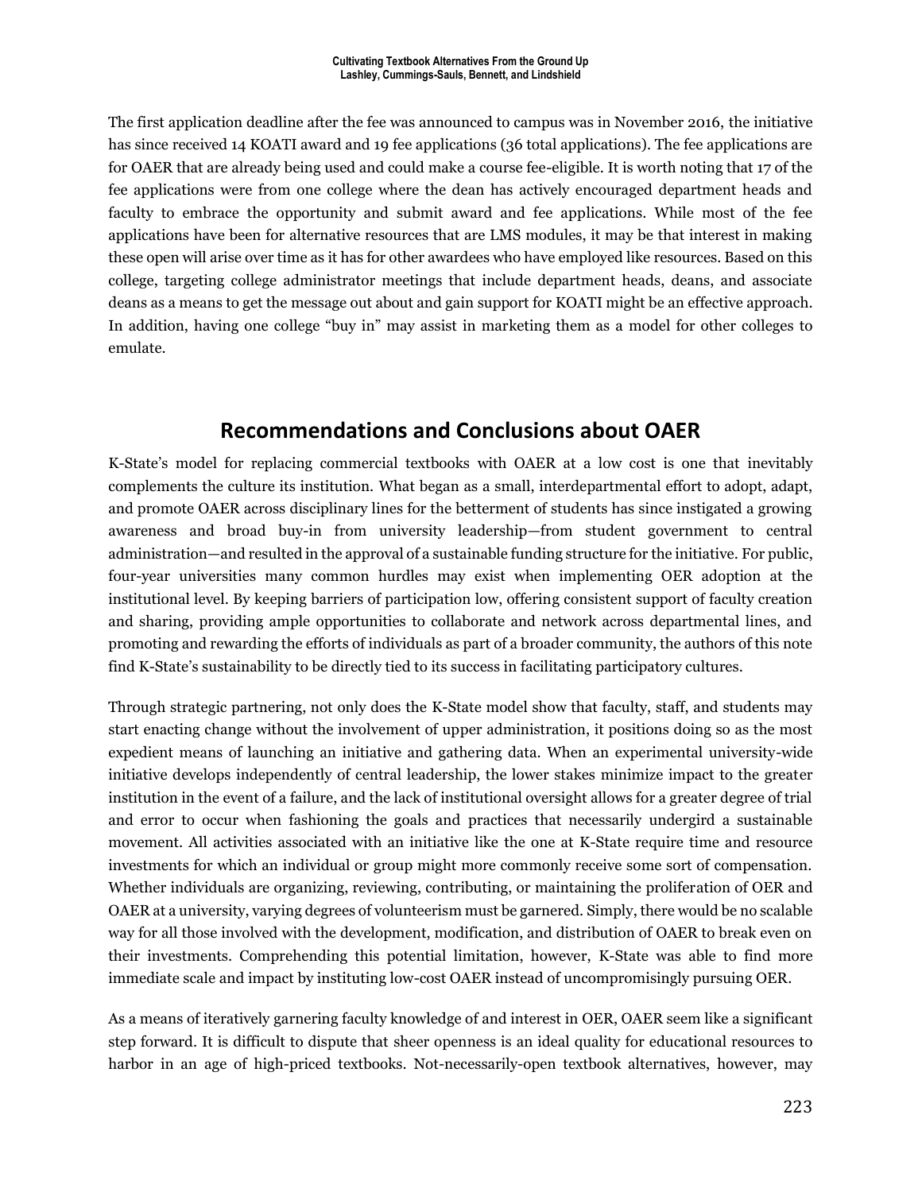The first application deadline after the fee was announced to campus was in November 2016, the initiative has since received 14 KOATI award and 19 fee applications (36 total applications). The fee applications are for OAER that are already being used and could make a course fee-eligible. It is worth noting that 17 of the fee applications were from one college where the dean has actively encouraged department heads and faculty to embrace the opportunity and submit award and fee applications. While most of the fee applications have been for alternative resources that are LMS modules, it may be that interest in making these open will arise over time as it has for other awardees who have employed like resources. Based on this college, targeting college administrator meetings that include department heads, deans, and associate deans as a means to get the message out about and gain support for KOATI might be an effective approach. In addition, having one college "buy in" may assist in marketing them as a model for other colleges to emulate.

## Recommendations and Conclusions about OAER

K-State's model for replacing commercial textbooks with OAER at a low cost is one that inevitably complements the culture its institution. What began as a small, interdepartmental effort to adopt, adapt, and promote OAER across disciplinary lines for the betterment of students has since instigated a growing awareness and broad buy-in from university leadership—from student government to central administration—and resulted in the approval of a sustainable funding structure for the initiative. For public, four-year universities many common hurdles may exist when implementing OER adoption at the institutional level. By keeping barriers of participation low, offering consistent support of faculty creation and sharing, providing ample opportunities to collaborate and network across departmental lines, and promoting and rewarding the efforts of individuals as part of a broader community, the authors of this note find K-State's sustainability to be directly tied to its success in facilitating participatory cultures.

Through strategic partnering, not only does the K-State model show that faculty, staff, and students may start enacting change without the involvement of upper administration, it positions doing so as the most expedient means of launching an initiative and gathering data. When an experimental university-wide initiative develops independently of central leadership, the lower stakes minimize impact to the greater institution in the event of a failure, and the lack of institutional oversight allows for a greater degree of trial and error to occur when fashioning the goals and practices that necessarily undergird a sustainable movement. All activities associated with an initiative like the one at K-State require time and resource investments for which an individual or group might more commonly receive some sort of compensation. Whether individuals are organizing, reviewing, contributing, or maintaining the proliferation of OER and OAER at a university, varying degrees of volunteerism must be garnered. Simply, there would be no scalable way for all those involved with the development, modification, and distribution of OAER to break even on their investments. Comprehending this potential limitation, however, K-State was able to find more immediate scale and impact by instituting low-cost OAER instead of uncompromisingly pursuing OER.

As a means of iteratively garnering faculty knowledge of and interest in OER, OAER seem like a significant step forward. It is difficult to dispute that sheer openness is an ideal quality for educational resources to harbor in an age of high-priced textbooks. Not-necessarily-open textbook alternatives, however, may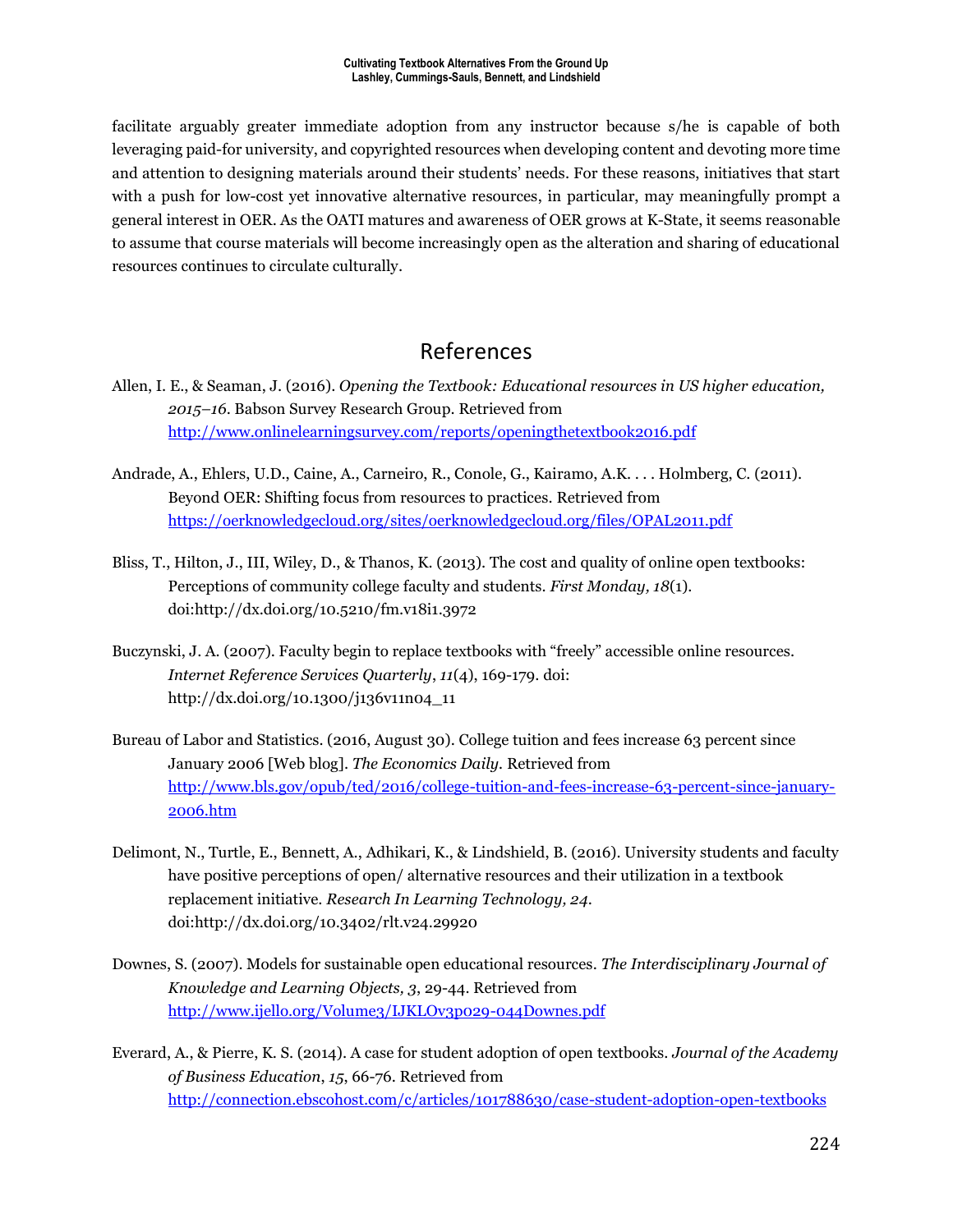facilitate arguably greater immediate adoption from any instructor because s/he is capable of both leveraging paid-for university, and copyrighted resources when developing content and devoting more time and attention to designing materials around their students' needs. For these reasons, initiatives that start with a push for low-cost yet innovative alternative resources, in particular, may meaningfully prompt a general interest in OER. As the OATI matures and awareness of OER grows at K-State, it seems reasonable to assume that course materials will become increasingly open as the alteration and sharing of educational resources continues to circulate culturally.

## References

Allen, I. E., & Seaman, J. (2016). *Opening the Textbook: Educational resources in US higher education, 2015–16*. Babson Survey Research Group. Retrieved from http://www.onlinelearningsurvey.com/reports/openingthetextbook2016.pdf

Andrade, A., Ehlers, U.D., Caine, A., Carneiro, R., Conole, G., Kairamo, A.K. . . . Holmberg, C. (2011). Beyond OER: Shifting focus from resources to practices. Retrieved from https://oerknowledgecloud.org/sites/oerknowledgecloud.org/files/OPAL2011.pdf

Bliss, T., Hilton, J., III, Wiley, D., & Thanos, K. (2013). The cost and quality of online open textbooks: Perceptions of community college faculty and students. *First Monday, 18*(1). doi:http://dx.doi.org/10.5210/fm.v18i1.3972

Buczynski, J. A. (2007). Faculty begin to replace textbooks with "freely" accessible online resources. *Internet Reference Services Quarterly*, *11*(4), 169-179. doi: http://dx.doi.org/10.1300/j136v11n04_11

Bureau of Labor and Statistics. (2016, August 30). College tuition and fees increase 63 percent since January 2006 [Web blog]. *The Economics Daily*. Retrieved from http://www.bls.gov/opub/ted/2016/college-tuition-and-fees-increase-63-percent-since-january-2006.htm

Delimont, N., Turtle, E., Bennett, A., Adhikari, K., & Lindshield, B. (2016). University students and faculty have positive perceptions of open/ alternative resources and their utilization in a textbook replacement initiative. *Research In Learning Technology, 24*. doi:http://dx.doi.org/10.3402/rlt.v24.29920

Downes, S. (2007). Models for sustainable open educational resources. *The Interdisciplinary Journal of Knowledge and Learning Objects, 3*, 29-44. Retrieved from http://www.ijello.org/Volume3/IJKLOv3p029-044Downes.pdf

Everard, A., & Pierre, K. S. (2014). A case for student adoption of open textbooks. *Journal of the Academy of Business Education*, *15*, 66-76. Retrieved from http://connection.ebscohost.com/c/articles/101788630/case-student-adoption-open-textbooks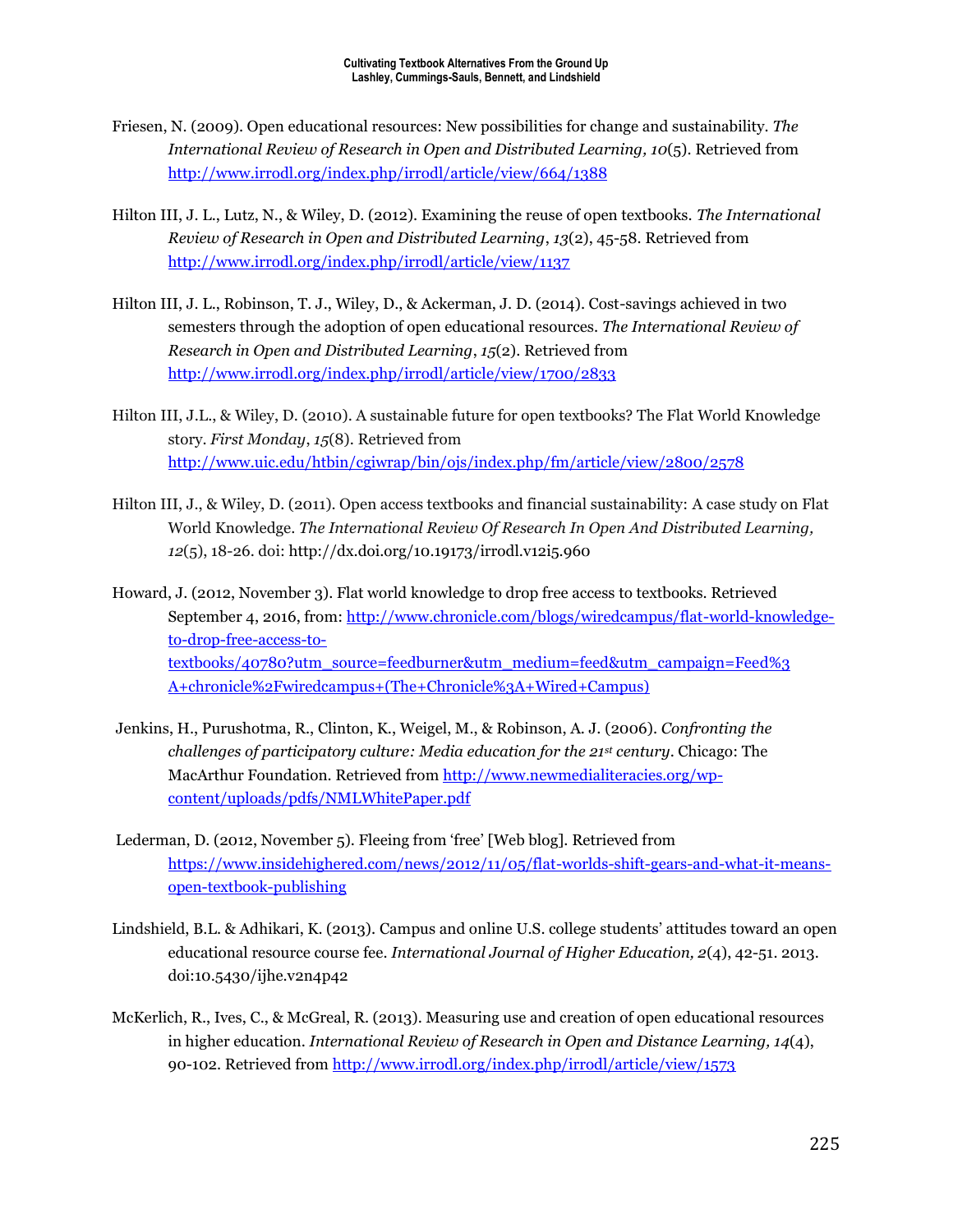Friesen, N. (2009). Open educational resources: New possibilities for change and sustainability. *The International Review of Research in Open and Distributed Learning, 10*(5). Retrieved from http://www.irrodl.org/index.php/irrodl/article/view/664/1388

Hilton III, J. L., Lutz, N., & Wiley, D. (2012). Examining the reuse of open textbooks. *The International Review of Research in Open and Distributed Learning*, *13*(2), 45-58. Retrieved from http://www.irrodl.org/index.php/irrodl/article/view/1137

Hilton III, J. L., Robinson, T. J., Wiley, D., & Ackerman, J. D. (2014). Cost-savings achieved in two semesters through the adoption of open educational resources. *The International Review of Research in Open and Distributed Learning*, *15*(2). Retrieved from http://www.irrodl.org/index.php/irrodl/article/view/1700/2833

Hilton III, J.L., & Wiley, D. (2010). A sustainable future for open textbooks? The Flat World Knowledge story. *First Monday*, *15*(8). Retrieved from http://www.uic.edu/htbin/cgiwrap/bin/ojs/index.php/fm/article/view/2800/2578

Hilton III, J., & Wiley, D. (2011). Open access textbooks and financial sustainability: A case study on Flat World Knowledge. *The International Review Of Research In Open And Distributed Learning, 12*(5), 18-26. doi: http://dx.doi.org/10.19173/irrodl.v12i5.960

Howard, J. (2012, November 3). Flat world knowledge to drop free access to textbooks. Retrieved September 4, 2016, from: http://www.chronicle.com/blogs/wiredcampus/flat-world-knowledge-to-drop-free-access-to-textbooks/40780?utm_source=feedburner&utm_medium=feed&utm_campaign=Feed%3A+chronicle%2Fwiredcampus+(The+Chronicle%3A+Wired+Campus)

Jenkins, H., Purushotma, R., Clinton, K., Weigel, M., & Robinson, A. J. (2006). *Confronting the challenges of participatory culture: Media education for the 21st century*. Chicago: The MacArthur Foundation. Retrieved from http://www.newmedialiteracies.org/wp-content/uploads/pdfs/NMLWhitePaper.pdf

Lederman, D. (2012, November 5). Fleeing from 'free' [Web blog]. Retrieved from https://www.insidehighered.com/news/2012/11/05/flat-worlds-shift-gears-and-what-it-means-open-textbook-publishing

Lindshield, B.L. & Adhikari, K. (2013). Campus and online U.S. college students' attitudes toward an open educational resource course fee. *International Journal of Higher Education, 2*(4), 42-51. 2013. doi:10.5430/ijhe.v2n4p42

McKerlich, R., Ives, C., & McGreal, R. (2013). Measuring use and creation of open educational resources in higher education. *International Review of Research in Open and Distance Learning, 14*(4), 90-102. Retrieved from http://www.irrodl.org/index.php/irrodl/article/view/1573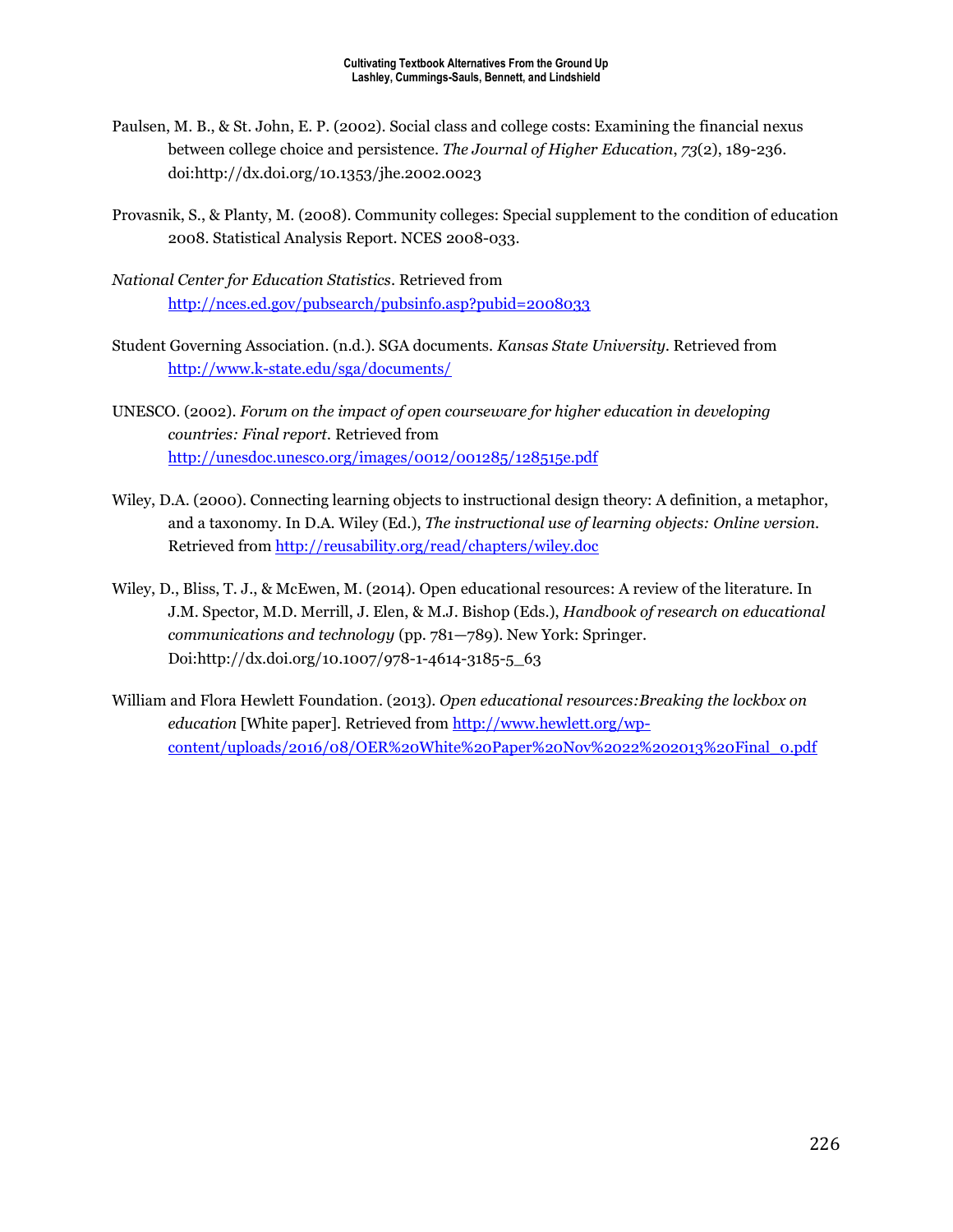Paulsen, M. B., & St. John, E. P. (2002). Social class and college costs: Examining the financial nexus between college choice and persistence. *The Journal of Higher Education*, *73*(2), 189-236. doi:http://dx.doi.org/10.1353/jhe.2002.0023

Provasnik, S., & Planty, M. (2008). Community colleges: Special supplement to the condition of education 2008. Statistical Analysis Report. NCES 2008-033.

*National Center for Education Statistics*. Retrieved from http://nces.ed.gov/pubsearch/pubsinfo.asp?pubid=2008033

Student Governing Association. (n.d.). SGA documents. *Kansas State University*. Retrieved from http://www.k-state.edu/sga/documents/

UNESCO. (2002). *Forum on the impact of open courseware for higher education in developing countries: Final report*. Retrieved from http://unesdoc.unesco.org/images/0012/001285/128515e.pdf

Wiley, D.A. (2000). Connecting learning objects to instructional design theory: A definition, a metaphor, and a taxonomy. In D.A. Wiley (Ed.), *The instructional use of learning objects: Online version*. Retrieved from http://reusability.org/read/chapters/wiley.doc

Wiley, D., Bliss, T. J., & McEwen, M. (2014). Open educational resources: A review of the literature. In J.M. Spector, M.D. Merrill, J. Elen, & M.J. Bishop (Eds.), *Handbook of research on educational communications and technology* (pp. 781—789). New York: Springer. Doi:http://dx.doi.org/10.1007/978-1-4614-3185-5_63

William and Flora Hewlett Foundation. (2013). *Open educational resources:Breaking the lockbox on education* [White paper]. Retrieved from http://www.hewlett.org/wp-content/uploads/2016/08/OER%20White%20Paper%20Nov%2022%202013%20Final_0.pdf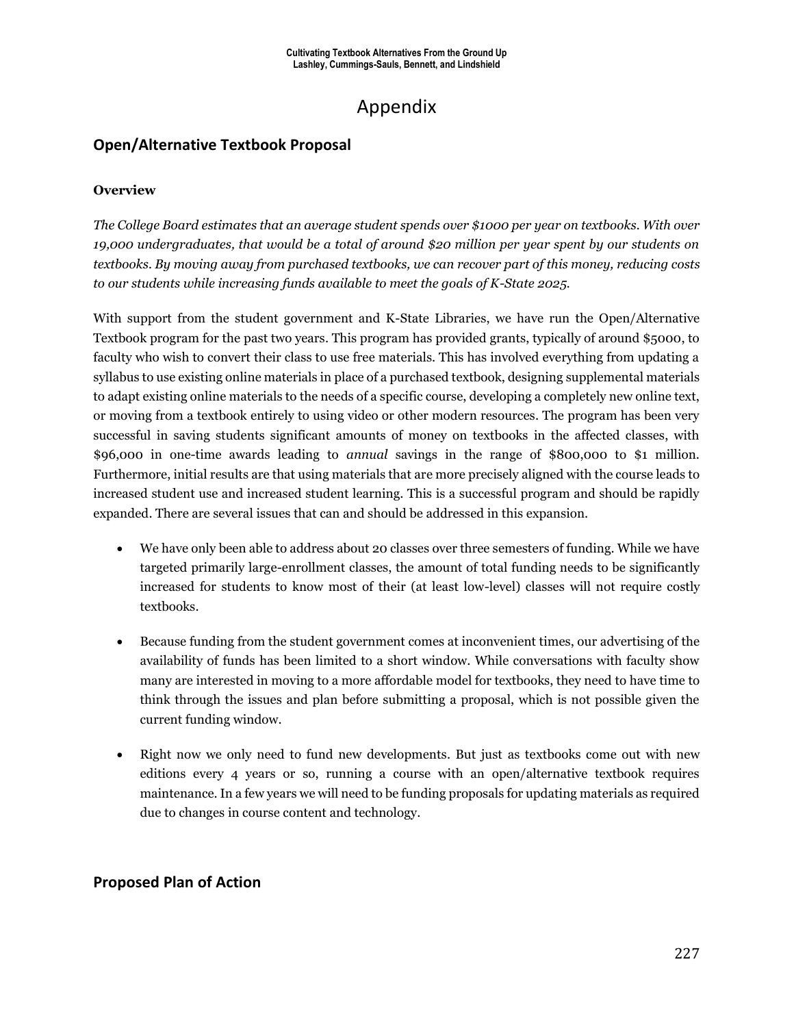# Appendix

## Open/Alternative Textbook Proposal

### Overview

*The College Board estimates that an average student spends over $1000 per year on textbooks. With over 19,000 undergraduates, that would be a total of around $20 million per year spent by our students on textbooks. By moving away from purchased textbooks, we can recover part of this money, reducing costs to our students while increasing funds available to meet the goals of K-State 2025.*

With support from the student government and K-State Libraries, we have run the Open/Alternative Textbook program for the past two years. This program has provided grants, typically of around $5000, to faculty who wish to convert their class to use free materials. This has involved everything from updating a syllabus to use existing online materials in place of a purchased textbook, designing supplemental materials to adapt existing online materials to the needs of a specific course, developing a completely new online text, or moving from a textbook entirely to using video or other modern resources. The program has been very successful in saving students significant amounts of money on textbooks in the affected classes, with $96,000 in one-time awards leading to *annual* savings in the range of $800,000 to $1 million. Furthermore, initial results are that using materials that are more precisely aligned with the course leads to increased student use and increased student learning. This is a successful program and should be rapidly expanded. There are several issues that can and should be addressed in this expansion.

- We have only been able to address about 20 classes over three semesters of funding. While we have targeted primarily large-enrollment classes, the amount of total funding needs to be significantly increased for students to know most of their (at least low-level) classes will not require costly textbooks.

- Because funding from the student government comes at inconvenient times, our advertising of the availability of funds has been limited to a short window. While conversations with faculty show many are interested in moving to a more affordable model for textbooks, they need to have time to think through the issues and plan before submitting a proposal, which is not possible given the current funding window.

- Right now we only need to fund new developments. But just as textbooks come out with new editions every 4 years or so, running a course with an open/alternative textbook requires maintenance. In a few years we will need to be funding proposals for updating materials as required due to changes in course content and technology.

## Proposed Plan of Action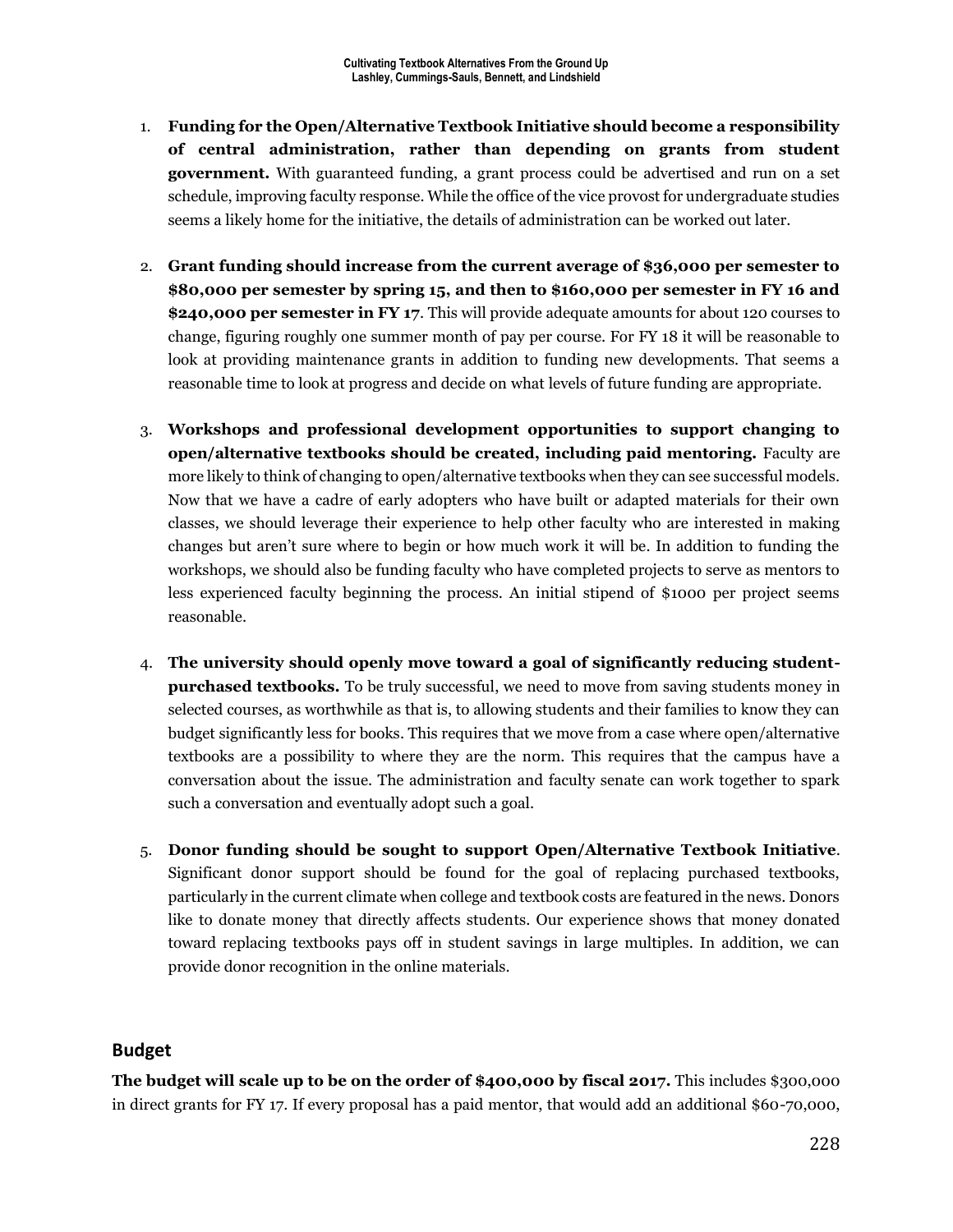1. **Funding for the Open/Alternative Textbook Initiative should become a responsibility of central administration, rather than depending on grants from student government.** With guaranteed funding, a grant process could be advertised and run on a set schedule, improving faculty response. While the office of the vice provost for undergraduate studies seems a likely home for the initiative, the details of administration can be worked out later.

2. **Grant funding should increase from the current average of $36,000 per semester to $80,000 per semester by spring 15, and then to $160,000 per semester in FY 16 and $240,000 per semester in FY 17**. This will provide adequate amounts for about 120 courses to change, figuring roughly one summer month of pay per course. For FY 18 it will be reasonable to look at providing maintenance grants in addition to funding new developments. That seems a reasonable time to look at progress and decide on what levels of future funding are appropriate.

3. **Workshops and professional development opportunities to support changing to open/alternative textbooks should be created, including paid mentoring.** Faculty are more likely to think of changing to open/alternative textbooks when they can see successful models. Now that we have a cadre of early adopters who have built or adapted materials for their own classes, we should leverage their experience to help other faculty who are interested in making changes but aren't sure where to begin or how much work it will be. In addition to funding the workshops, we should also be funding faculty who have completed projects to serve as mentors to less experienced faculty beginning the process. An initial stipend of $1000 per project seems reasonable.

4. **The university should openly move toward a goal of significantly reducing student-purchased textbooks.** To be truly successful, we need to move from saving students money in selected courses, as worthwhile as that is, to allowing students and their families to know they can budget significantly less for books. This requires that we move from a case where open/alternative textbooks are a possibility to where they are the norm. This requires that the campus have a conversation about the issue. The administration and faculty senate can work together to spark such a conversation and eventually adopt such a goal.

5. **Donor funding should be sought to support Open/Alternative Textbook Initiative**. Significant donor support should be found for the goal of replacing purchased textbooks, particularly in the current climate when college and textbook costs are featured in the news. Donors like to donate money that directly affects students. Our experience shows that money donated toward replacing textbooks pays off in student savings in large multiples. In addition, we can provide donor recognition in the online materials.

## Budget

**The budget will scale up to be on the order of $400,000 by fiscal 2017.** This includes $300,000 in direct grants for FY 17. If every proposal has a paid mentor, that would add an additional $60-70,000,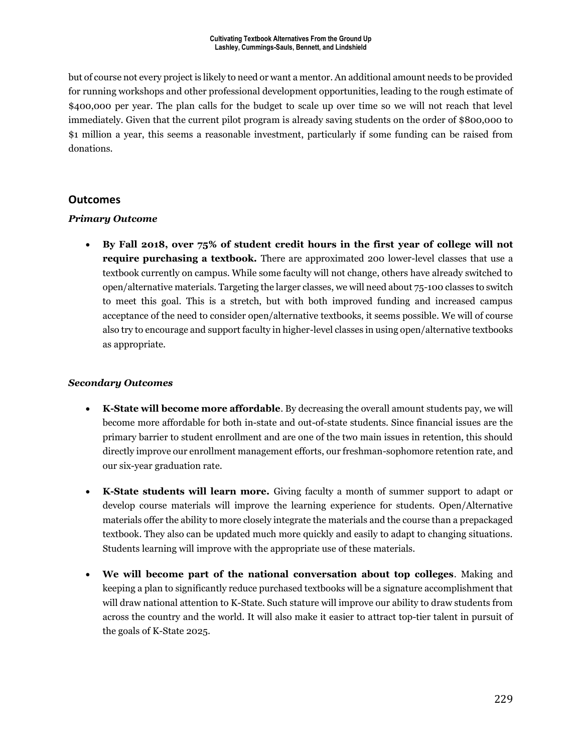but of course not every project is likely to need or want a mentor. An additional amount needs to be provided for running workshops and other professional development opportunities, leading to the rough estimate of $400,000 per year. The plan calls for the budget to scale up over time so we will not reach that level immediately. Given that the current pilot program is already saving students on the order of $800,000 to $1 million a year, this seems a reasonable investment, particularly if some funding can be raised from donations.

## Outcomes

### *Primary Outcome*

- **By Fall 2018, over 75% of student credit hours in the first year of college will not require purchasing a textbook.** There are approximated 200 lower-level classes that use a textbook currently on campus. While some faculty will not change, others have already switched to open/alternative materials. Targeting the larger classes, we will need about 75-100 classes to switch to meet this goal. This is a stretch, but with both improved funding and increased campus acceptance of the need to consider open/alternative textbooks, it seems possible. We will of course also try to encourage and support faculty in higher-level classes in using open/alternative textbooks as appropriate.

### *Secondary Outcomes*

- **K-State will become more affordable**. By decreasing the overall amount students pay, we will become more affordable for both in-state and out-of-state students. Since financial issues are the primary barrier to student enrollment and are one of the two main issues in retention, this should directly improve our enrollment management efforts, our freshman-sophomore retention rate, and our six-year graduation rate.

- **K-State students will learn more.** Giving faculty a month of summer support to adapt or develop course materials will improve the learning experience for students. Open/Alternative materials offer the ability to more closely integrate the materials and the course than a prepackaged textbook. They also can be updated much more quickly and easily to adapt to changing situations. Students learning will improve with the appropriate use of these materials.

- **We will become part of the national conversation about top colleges**. Making and keeping a plan to significantly reduce purchased textbooks will be a signature accomplishment that will draw national attention to K-State. Such stature will improve our ability to draw students from across the country and the world. It will also make it easier to attract top-tier talent in pursuit of the goals of K-State 2025.